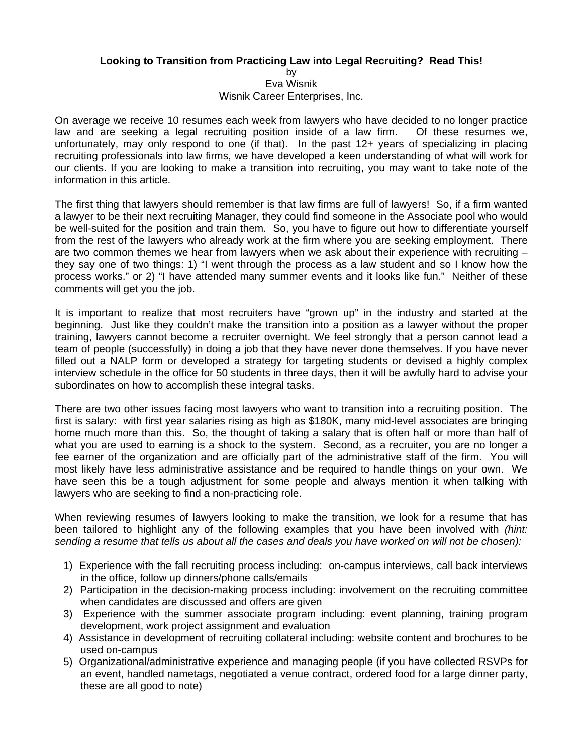# Looking to Transition from Practicing Law into Legal Recruiting? Read This!

by
Eva Wisnik
Wisnik Career Enterprises, Inc.

On average we receive 10 resumes each week from lawyers who have decided to no longer practice law and are seeking a legal recruiting position inside of a law firm. Of these resumes we, unfortunately, may only respond to one (if that). In the past 12+ years of specializing in placing recruiting professionals into law firms, we have developed a keen understanding of what will work for our clients. If you are looking to make a transition into recruiting, you may want to take note of the information in this article.

The first thing that lawyers should remember is that law firms are full of lawyers! So, if a firm wanted a lawyer to be their next recruiting Manager, they could find someone in the Associate pool who would be well-suited for the position and train them. So, you have to figure out how to differentiate yourself from the rest of the lawyers who already work at the firm where you are seeking employment. There are two common themes we hear from lawyers when we ask about their experience with recruiting – they say one of two things: 1) "I went through the process as a law student and so I know how the process works." or 2) "I have attended many summer events and it looks like fun." Neither of these comments will get you the job.

It is important to realize that most recruiters have "grown up" in the industry and started at the beginning. Just like they couldn't make the transition into a position as a lawyer without the proper training, lawyers cannot become a recruiter overnight. We feel strongly that a person cannot lead a team of people (successfully) in doing a job that they have never done themselves. If you have never filled out a NALP form or developed a strategy for targeting students or devised a highly complex interview schedule in the office for 50 students in three days, then it will be awfully hard to advise your subordinates on how to accomplish these integral tasks.

There are two other issues facing most lawyers who want to transition into a recruiting position. The first is salary: with first year salaries rising as high as $180K, many mid-level associates are bringing home much more than this. So, the thought of taking a salary that is often half or more than half of what you are used to earning is a shock to the system. Second, as a recruiter, you are no longer a fee earner of the organization and are officially part of the administrative staff of the firm. You will most likely have less administrative assistance and be required to handle things on your own. We have seen this be a tough adjustment for some people and always mention it when talking with lawyers who are seeking to find a non-practicing role.

When reviewing resumes of lawyers looking to make the transition, we look for a resume that has been tailored to highlight any of the following examples that you have been involved with *(hint: sending a resume that tells us about all the cases and deals you have worked on will not be chosen):*

1) Experience with the fall recruiting process including: on-campus interviews, call back interviews in the office, follow up dinners/phone calls/emails
2) Participation in the decision-making process including: involvement on the recruiting committee when candidates are discussed and offers are given
3) Experience with the summer associate program including: event planning, training program development, work project assignment and evaluation
4) Assistance in development of recruiting collateral including: website content and brochures to be used on-campus
5) Organizational/administrative experience and managing people (if you have collected RSVPs for an event, handled nametags, negotiated a venue contract, ordered food for a large dinner party, these are all good to note)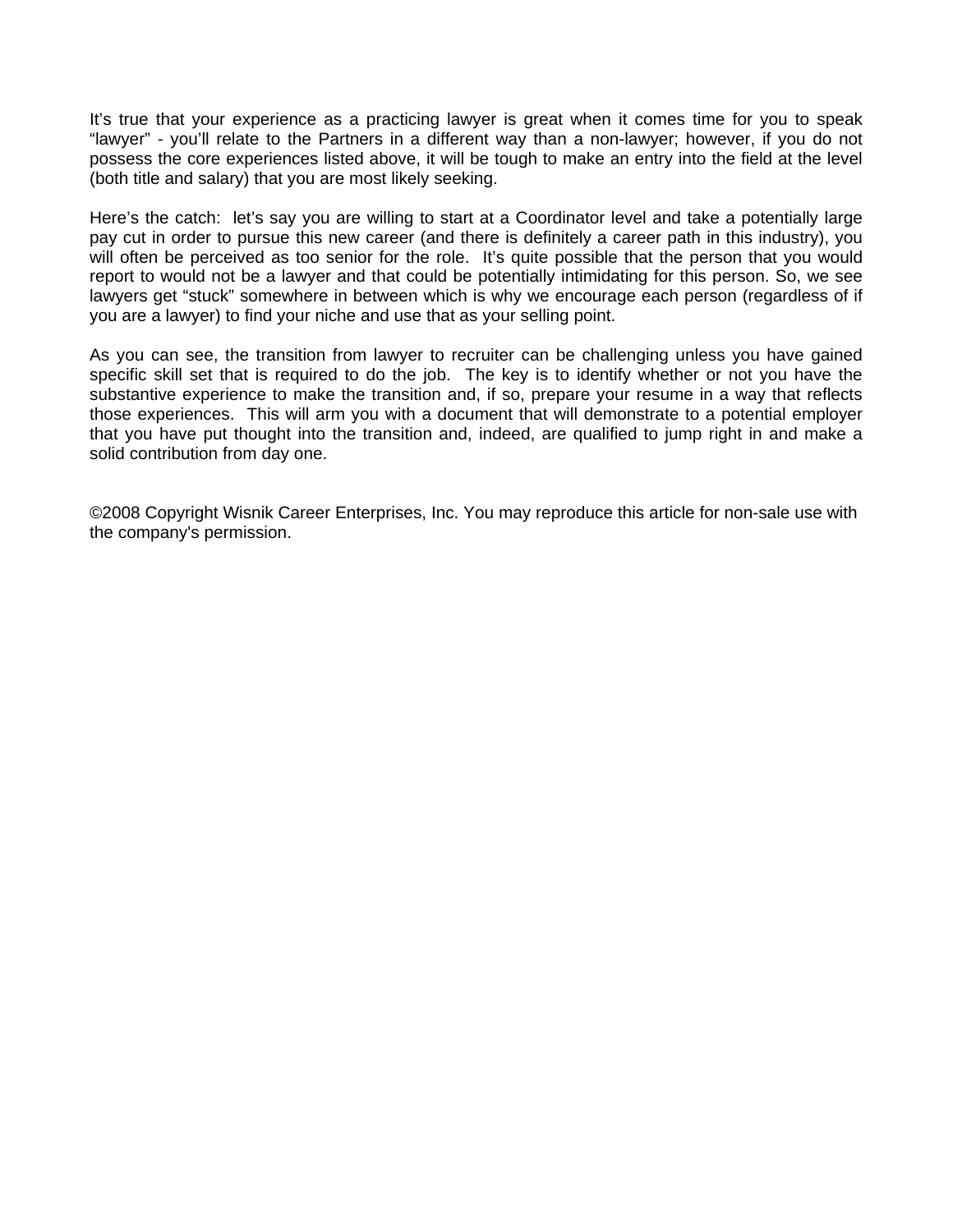It’s true that your experience as a practicing lawyer is great when it comes time for you to speak “lawyer” - you’ll relate to the Partners in a different way than a non-lawyer; however, if you do not possess the core experiences listed above, it will be tough to make an entry into the field at the level (both title and salary) that you are most likely seeking.

Here’s the catch: let’s say you are willing to start at a Coordinator level and take a potentially large pay cut in order to pursue this new career (and there is definitely a career path in this industry), you will often be perceived as too senior for the role. It’s quite possible that the person that you would report to would not be a lawyer and that could be potentially intimidating for this person. So, we see lawyers get “stuck” somewhere in between which is why we encourage each person (regardless of if you are a lawyer) to find your niche and use that as your selling point.

As you can see, the transition from lawyer to recruiter can be challenging unless you have gained specific skill set that is required to do the job. The key is to identify whether or not you have the substantive experience to make the transition and, if so, prepare your resume in a way that reflects those experiences. This will arm you with a document that will demonstrate to a potential employer that you have put thought into the transition and, indeed, are qualified to jump right in and make a solid contribution from day one.

©2008 Copyright Wisnik Career Enterprises, Inc. You may reproduce this article for non-sale use with the company's permission.